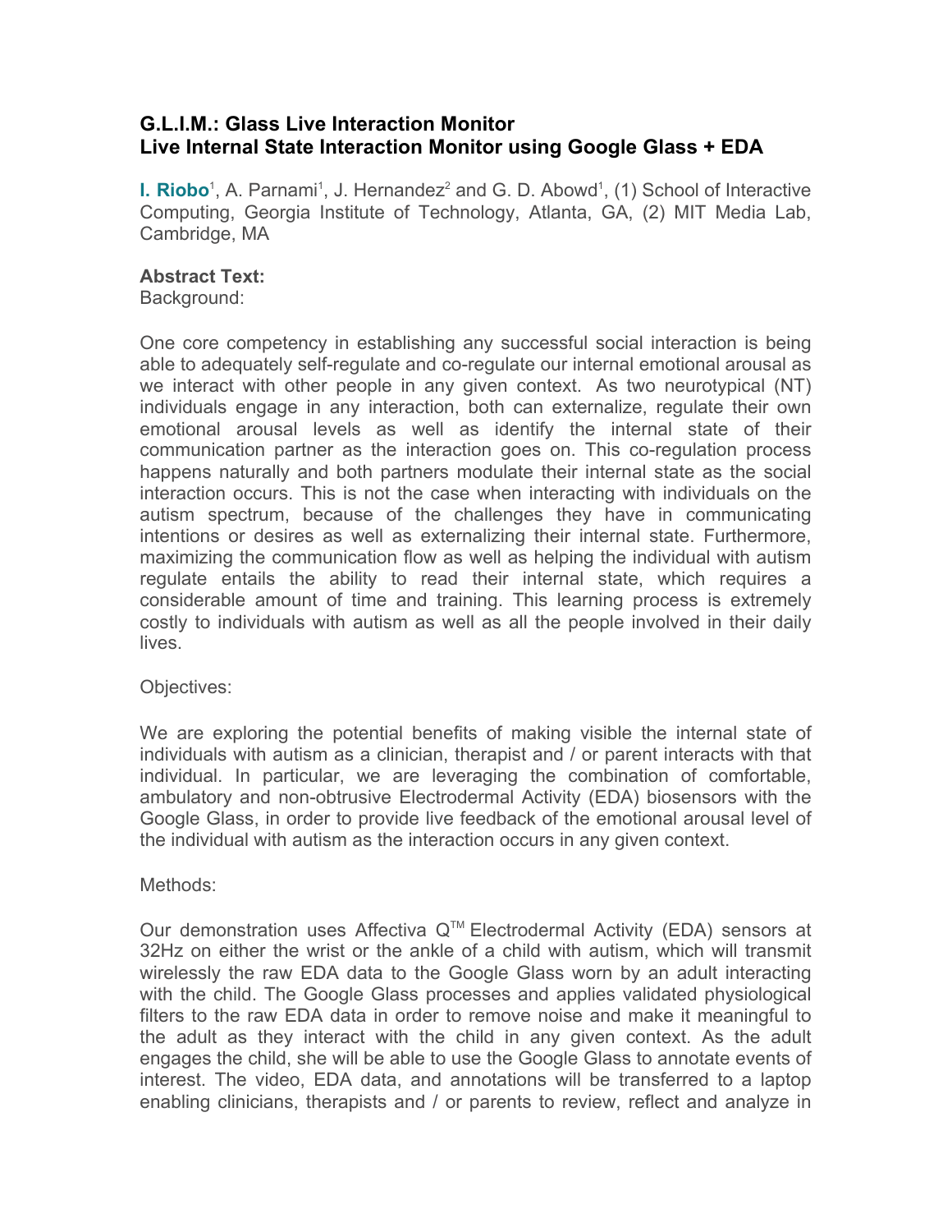# G.L.I.M.: Glass Live Interaction Monitor
# Live Internal State Interaction Monitor using Google Glass + EDA

**I. Riobo**[1], A. Parnami[1], J. Hernandez[2] and G. D. Abowd[1], (1) School of Interactive Computing, Georgia Institute of Technology, Atlanta, GA, (2) MIT Media Lab, Cambridge, MA

**Abstract Text:**

Background:

One core competency in establishing any successful social interaction is being able to adequately self-regulate and co-regulate our internal emotional arousal as we interact with other people in any given context. As two neurotypical (NT) individuals engage in any interaction, both can externalize, regulate their own emotional arousal levels as well as identify the internal state of their communication partner as the interaction goes on. This co-regulation process happens naturally and both partners modulate their internal state as the social interaction occurs. This is not the case when interacting with individuals on the autism spectrum, because of the challenges they have in communicating intentions or desires as well as externalizing their internal state. Furthermore, maximizing the communication flow as well as helping the individual with autism regulate entails the ability to read their internal state, which requires a considerable amount of time and training. This learning process is extremely costly to individuals with autism as well as all the people involved in their daily lives.

Objectives:

We are exploring the potential benefits of making visible the internal state of individuals with autism as a clinician, therapist and / or parent interacts with that individual. In particular, we are leveraging the combination of comfortable, ambulatory and non-obtrusive Electrodermal Activity (EDA) biosensors with the Google Glass, in order to provide live feedback of the emotional arousal level of the individual with autism as the interaction occurs in any given context.

Methods:

Our demonstration uses Affectiva Q™ Electrodermal Activity (EDA) sensors at 32Hz on either the wrist or the ankle of a child with autism, which will transmit wirelessly the raw EDA data to the Google Glass worn by an adult interacting with the child. The Google Glass processes and applies validated physiological filters to the raw EDA data in order to remove noise and make it meaningful to the adult as they interact with the child in any given context. As the adult engages the child, she will be able to use the Google Glass to annotate events of interest. The video, EDA data, and annotations will be transferred to a laptop enabling clinicians, therapists and / or parents to review, reflect and analyze in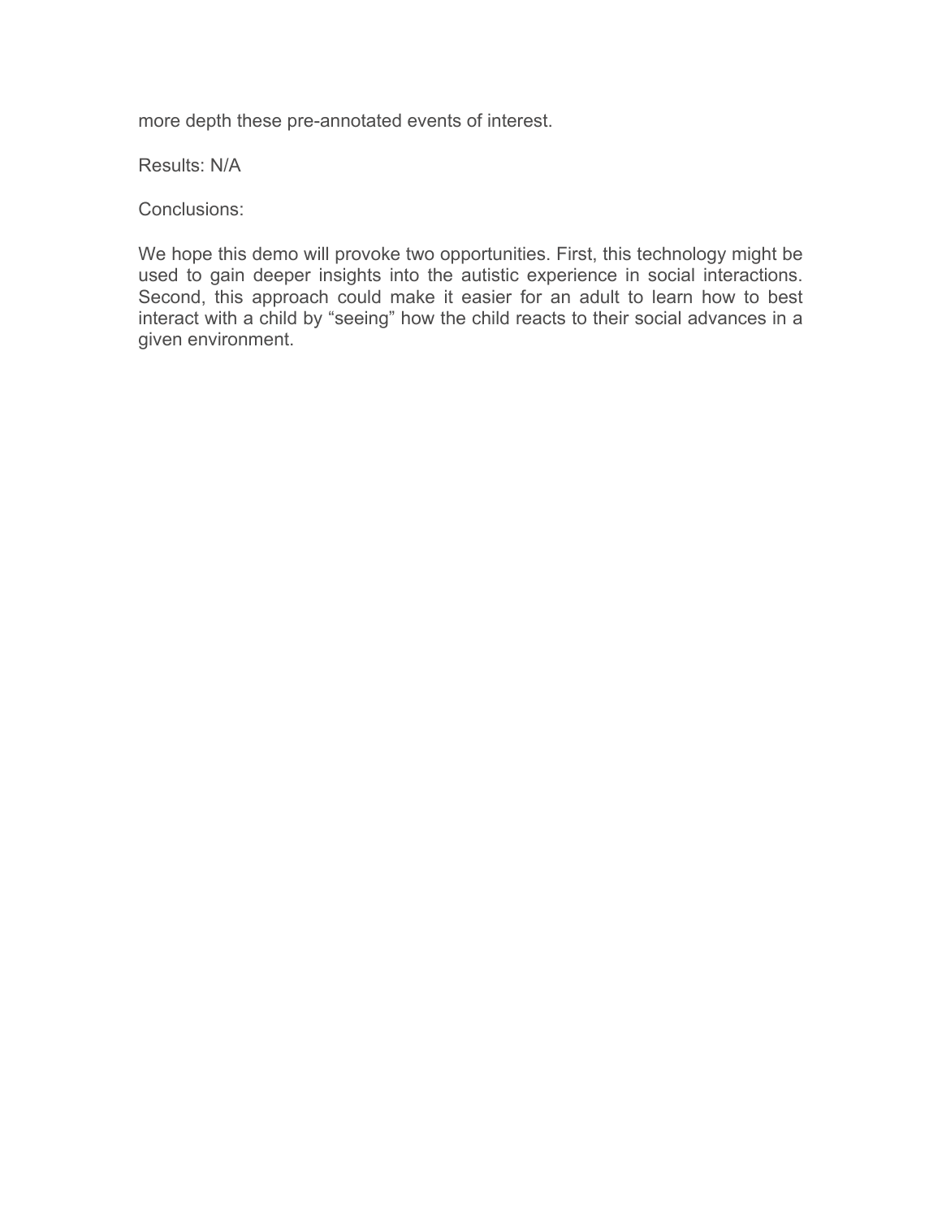more depth these pre-annotated events of interest.

Results: N/A

Conclusions:

We hope this demo will provoke two opportunities. First, this technology might be used to gain deeper insights into the autistic experience in social interactions. Second, this approach could make it easier for an adult to learn how to best interact with a child by “seeing” how the child reacts to their social advances in a given environment.